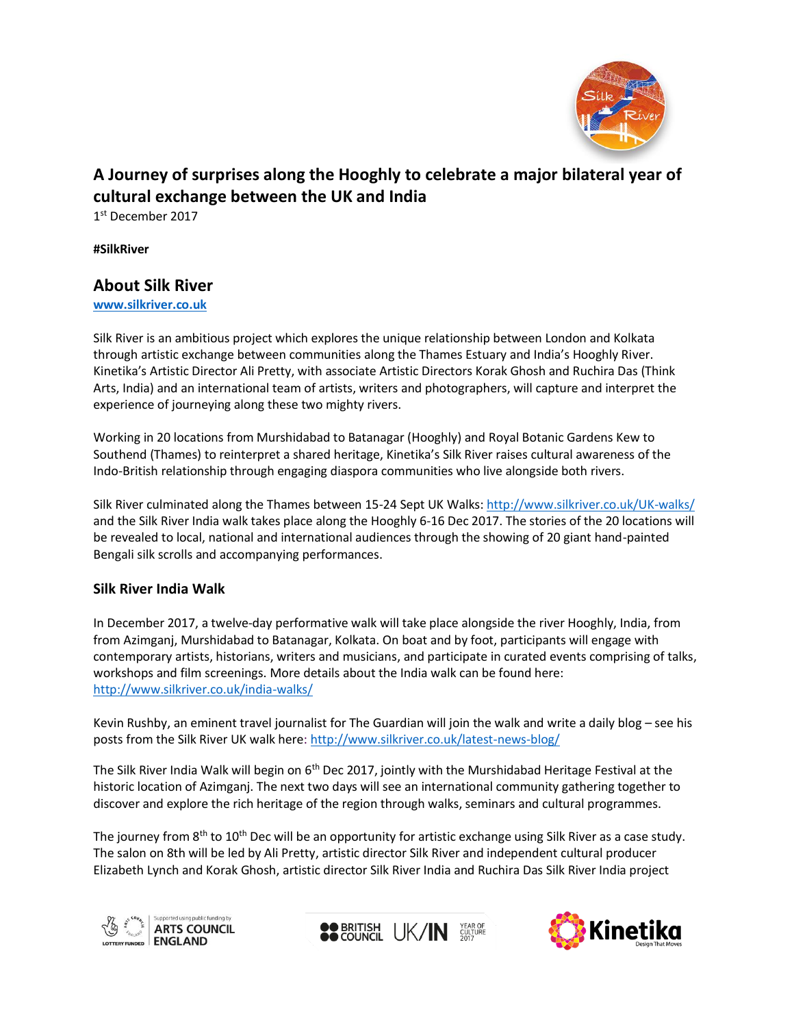# A Journey of surprises along the Hooghly to celebrate a major bilateral year of cultural exchange between the UK and India

1st December 2017

**#SilkRiver**

## About Silk River

**www.silkriver.co.uk**

Silk River is an ambitious project which explores the unique relationship between London and Kolkata through artistic exchange between communities along the Thames Estuary and India's Hooghly River. Kinetika's Artistic Director Ali Pretty, with associate Artistic Directors Korak Ghosh and Ruchira Das (Think Arts, India) and an international team of artists, writers and photographers, will capture and interpret the experience of journeying along these two mighty rivers.

Working in 20 locations from Murshidabad to Batanagar (Hooghly) and Royal Botanic Gardens Kew to Southend (Thames) to reinterpret a shared heritage, Kinetika's Silk River raises cultural awareness of the Indo-British relationship through engaging diaspora communities who live alongside both rivers.

Silk River culminated along the Thames between 15-24 Sept UK Walks: http://www.silkriver.co.uk/UK-walks/ and the Silk River India walk takes place along the Hooghly 6-16 Dec 2017. The stories of the 20 locations will be revealed to local, national and international audiences through the showing of 20 giant hand-painted Bengali silk scrolls and accompanying performances.

### Silk River India Walk

In December 2017, a twelve-day performative walk will take place alongside the river Hooghly, India, from from Azimganj, Murshidabad to Batanagar, Kolkata. On boat and by foot, participants will engage with contemporary artists, historians, writers and musicians, and participate in curated events comprising of talks, workshops and film screenings. More details about the India walk can be found here: http://www.silkriver.co.uk/india-walks/

Kevin Rushby, an eminent travel journalist for The Guardian will join the walk and write a daily blog – see his posts from the Silk River UK walk here: http://www.silkriver.co.uk/latest-news-blog/

The Silk River India Walk will begin on 6th Dec 2017, jointly with the Murshidabad Heritage Festival at the historic location of Azimganj. The next two days will see an international community gathering together to discover and explore the rich heritage of the region through walks, seminars and cultural programmes.

The journey from 8th to 10th Dec will be an opportunity for artistic exchange using Silk River as a case study. The salon on 8th will be led by Ali Pretty, artistic director Silk River and independent cultural producer Elizabeth Lynch and Korak Ghosh, artistic director Silk River India and Ruchira Das Silk River India project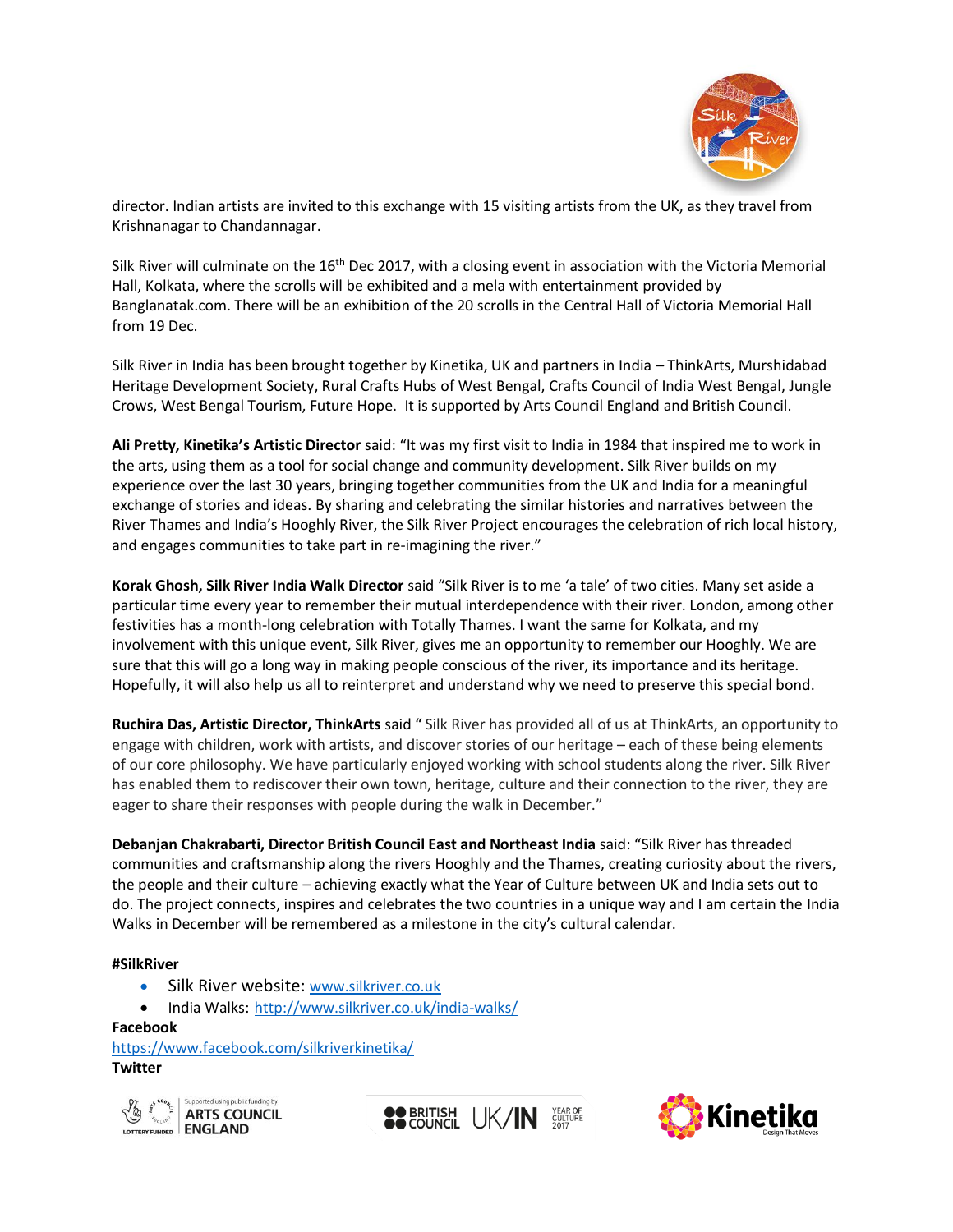director. Indian artists are invited to this exchange with 15 visiting artists from the UK, as they travel from Krishnanagar to Chandannagar.

Silk River will culminate on the 16th Dec 2017, with a closing event in association with the Victoria Memorial Hall, Kolkata, where the scrolls will be exhibited and a mela with entertainment provided by Banglanatak.com. There will be an exhibition of the 20 scrolls in the Central Hall of Victoria Memorial Hall from 19 Dec.

Silk River in India has been brought together by Kinetika, UK and partners in India – ThinkArts, Murshidabad Heritage Development Society, Rural Crafts Hubs of West Bengal, Crafts Council of India West Bengal, Jungle Crows, West Bengal Tourism, Future Hope. It is supported by Arts Council England and British Council.

**Ali Pretty, Kinetika's Artistic Director** said: "It was my first visit to India in 1984 that inspired me to work in the arts, using them as a tool for social change and community development. Silk River builds on my experience over the last 30 years, bringing together communities from the UK and India for a meaningful exchange of stories and ideas. By sharing and celebrating the similar histories and narratives between the River Thames and India's Hooghly River, the Silk River Project encourages the celebration of rich local history, and engages communities to take part in re-imagining the river."

**Korak Ghosh, Silk River India Walk Director** said "Silk River is to me 'a tale' of two cities. Many set aside a particular time every year to remember their mutual interdependence with their river. London, among other festivities has a month-long celebration with Totally Thames. I want the same for Kolkata, and my involvement with this unique event, Silk River, gives me an opportunity to remember our Hooghly. We are sure that this will go a long way in making people conscious of the river, its importance and its heritage. Hopefully, it will also help us all to reinterpret and understand why we need to preserve this special bond.

**Ruchira Das, Artistic Director, ThinkArts** said " Silk River has provided all of us at ThinkArts, an opportunity to engage with children, work with artists, and discover stories of our heritage – each of these being elements of our core philosophy. We have particularly enjoyed working with school students along the river. Silk River has enabled them to rediscover their own town, heritage, culture and their connection to the river, they are eager to share their responses with people during the walk in December."

**Debanjan Chakrabarti, Director British Council East and Northeast India** said: "Silk River has threaded communities and craftsmanship along the rivers Hooghly and the Thames, creating curiosity about the rivers, the people and their culture – achieving exactly what the Year of Culture between UK and India sets out to do. The project connects, inspires and celebrates the two countries in a unique way and I am certain the India Walks in December will be remembered as a milestone in the city's cultural calendar.

**#SilkRiver**

- Silk River website: www.silkriver.co.uk
- India Walks: http://www.silkriver.co.uk/india-walks/

**Facebook**

https://www.facebook.com/silkriverkinetika/

**Twitter**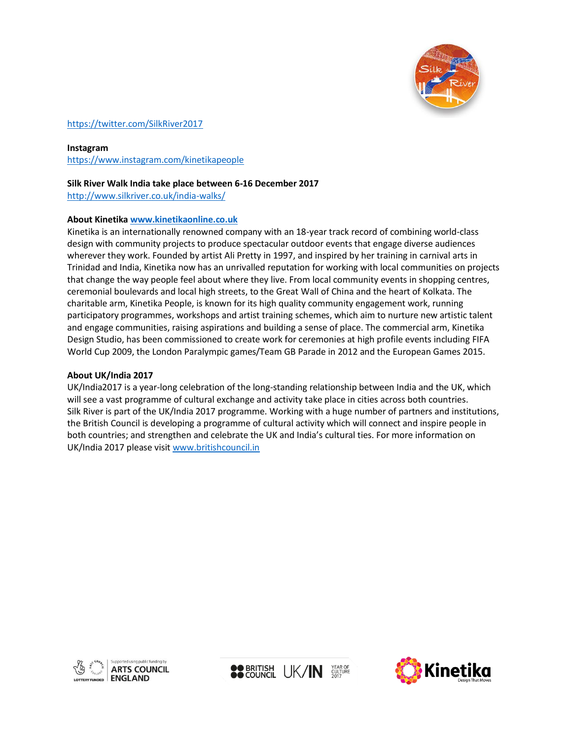https://twitter.com/SilkRiver2017

**Instagram**
https://www.instagram.com/kinetikapeople

**Silk River Walk India take place between 6-16 December 2017**
http://www.silkriver.co.uk/india-walks/

**About Kinetika www.kinetikaonline.co.uk**
Kinetika is an internationally renowned company with an 18-year track record of combining world-class design with community projects to produce spectacular outdoor events that engage diverse audiences wherever they work. Founded by artist Ali Pretty in 1997, and inspired by her training in carnival arts in Trinidad and India, Kinetika now has an unrivalled reputation for working with local communities on projects that change the way people feel about where they live. From local community events in shopping centres, ceremonial boulevards and local high streets, to the Great Wall of China and the heart of Kolkata. The charitable arm, Kinetika People, is known for its high quality community engagement work, running participatory programmes, workshops and artist training schemes, which aim to nurture new artistic talent and engage communities, raising aspirations and building a sense of place. The commercial arm, Kinetika Design Studio, has been commissioned to create work for ceremonies at high profile events including FIFA World Cup 2009, the London Paralympic games/Team GB Parade in 2012 and the European Games 2015.

**About UK/India 2017**
UK/India2017 is a year-long celebration of the long-standing relationship between India and the UK, which will see a vast programme of cultural exchange and activity take place in cities across both countries. Silk River is part of the UK/India 2017 programme. Working with a huge number of partners and institutions, the British Council is developing a programme of cultural activity which will connect and inspire people in both countries; and strengthen and celebrate the UK and India's cultural ties. For more information on UK/India 2017 please visit www.britishcouncil.in